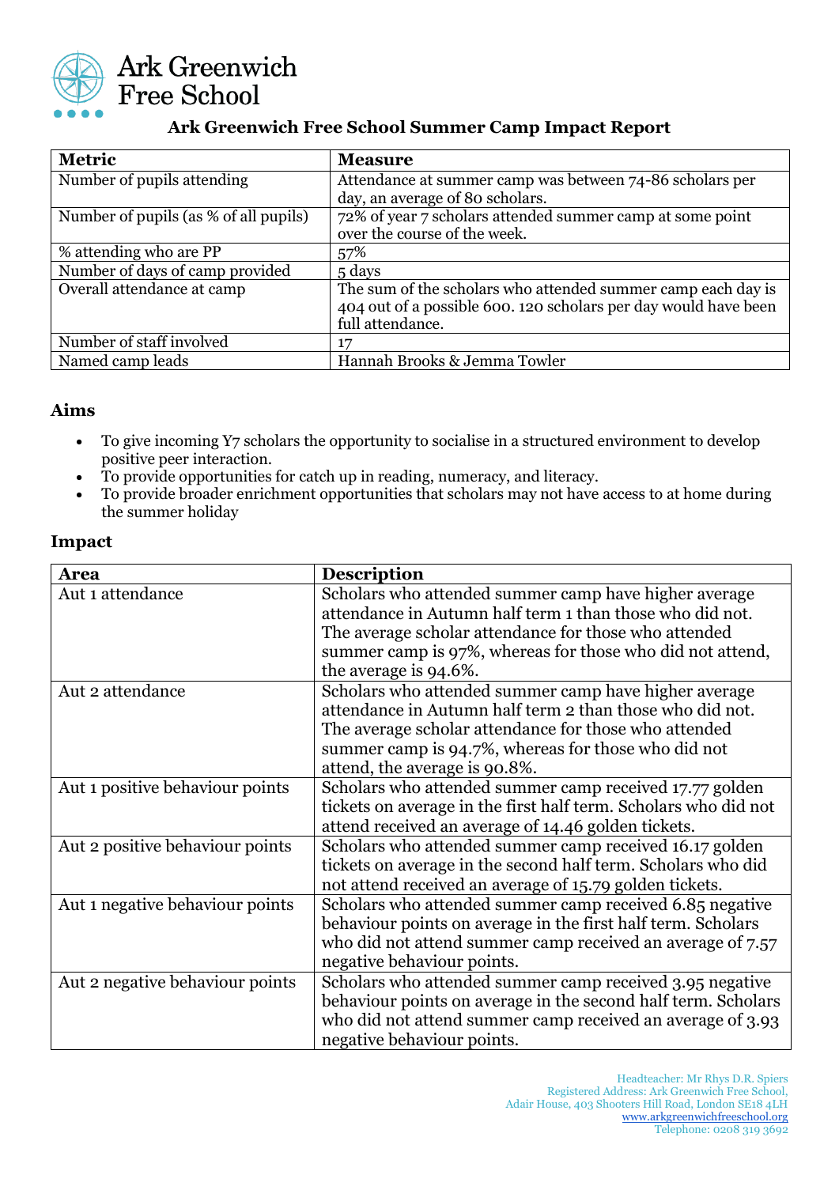Ark Greenwich Free School

## Ark Greenwich Free School Summer Camp Impact Report

| Metric | Measure |
|---|---|
| Number of pupils attending | Attendance at summer camp was between 74-86 scholars per day, an average of 80 scholars. |
| Number of pupils (as % of all pupils) | 72% of year 7 scholars attended summer camp at some point over the course of the week. |
| % attending who are PP | 57% |
| Number of days of camp provided | 5 days |
| Overall attendance at camp | The sum of the scholars who attended summer camp each day is 404 out of a possible 600. 120 scholars per day would have been full attendance. |
| Number of staff involved | 17 |
| Named camp leads | Hannah Brooks & Jemma Towler |

### Aims

- To give incoming Y7 scholars the opportunity to socialise in a structured environment to develop positive peer interaction.
- To provide opportunities for catch up in reading, numeracy, and literacy.
- To provide broader enrichment opportunities that scholars may not have access to at home during the summer holiday

### Impact

| Area | Description |
|---|---|
| Aut 1 attendance | Scholars who attended summer camp have higher average attendance in Autumn half term 1 than those who did not. The average scholar attendance for those who attended summer camp is 97%, whereas for those who did not attend, the average is 94.6%. |
| Aut 2 attendance | Scholars who attended summer camp have higher average attendance in Autumn half term 2 than those who did not. The average scholar attendance for those who attended summer camp is 94.7%, whereas for those who did not attend, the average is 90.8%. |
| Aut 1 positive behaviour points | Scholars who attended summer camp received 17.77 golden tickets on average in the first half term. Scholars who did not attend received an average of 14.46 golden tickets. |
| Aut 2 positive behaviour points | Scholars who attended summer camp received 16.17 golden tickets on average in the second half term. Scholars who did not attend received an average of 15.79 golden tickets. |
| Aut 1 negative behaviour points | Scholars who attended summer camp received 6.85 negative behaviour points on average in the first half term. Scholars who did not attend summer camp received an average of 7.57 negative behaviour points. |
| Aut 2 negative behaviour points | Scholars who attended summer camp received 3.95 negative behaviour points on average in the second half term. Scholars who did not attend summer camp received an average of 3.93 negative behaviour points. |

Headteacher: Mr Rhys D.R. Spiers
Registered Address: Ark Greenwich Free School, Adair House, 403 Shooters Hill Road, London SE18 4LH
www.arkgreenwichfreeschool.org
Telephone: 0208 319 3692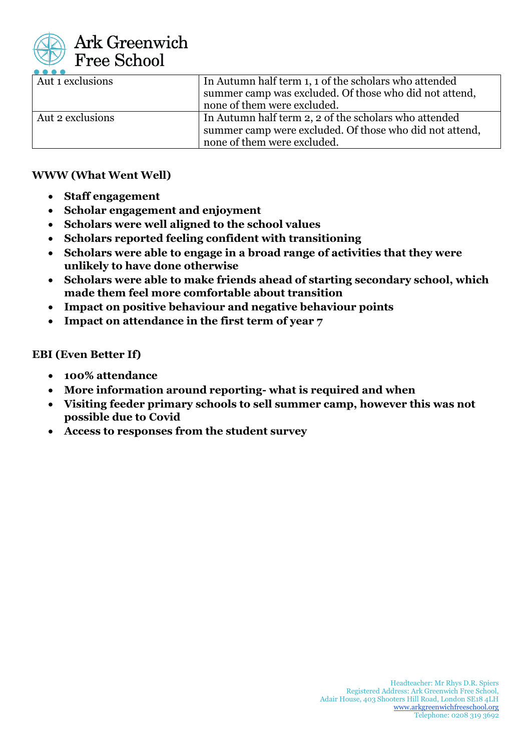| | |
|---|---|
| Aut 1 exclusions | In Autumn half term 1, 1 of the scholars who attended summer camp was excluded. Of those who did not attend, none of them were excluded. |
| Aut 2 exclusions | In Autumn half term 2, 2 of the scholars who attended summer camp were excluded. Of those who did not attend, none of them were excluded. |

**WWW (What Went Well)**

- **Staff engagement**
- **Scholar engagement and enjoyment**
- **Scholars were well aligned to the school values**
- **Scholars reported feeling confident with transitioning**
- **Scholars were able to engage in a broad range of activities that they were unlikely to have done otherwise**
- **Scholars were able to make friends ahead of starting secondary school, which made them feel more comfortable about transition**
- **Impact on positive behaviour and negative behaviour points**
- **Impact on attendance in the first term of year 7**

**EBI (Even Better If)**

- **100% attendance**
- **More information around reporting- what is required and when**
- **Visiting feeder primary schools to sell summer camp, however this was not possible due to Covid**
- **Access to responses from the student survey**